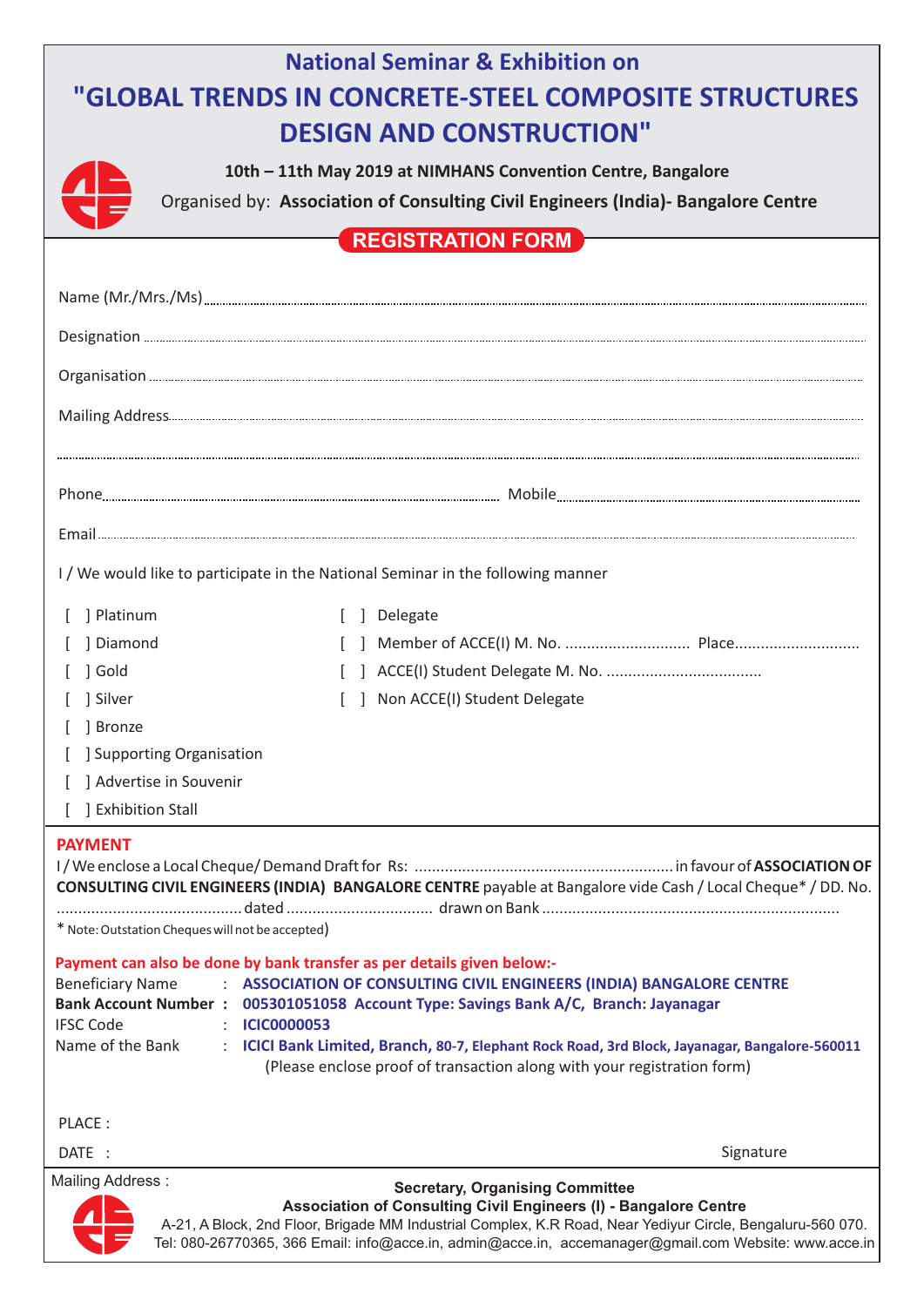# National Seminar & Exhibition on

# "GLOBAL TRENDS IN CONCRETE-STEEL COMPOSITE STRUCTURES DESIGN AND CONSTRUCTION"

**10th – 11th May 2019 at NIMHANS Convention Centre, Bangalore**

Organised by: **Association of Consulting Civil Engineers (India)- Bangalore Centre**

## REGISTRATION FORM

Name (Mr./Mrs./Ms)..........................................................................................

Designation..........................................................................................

Organisation..........................................................................................

Mailing Address..........................................................................................

..........................................................................................

Phone.......................................................... Mobile..........................................................

Email..........................................................................................

I / We would like to participate in the National Seminar in the following manner

[ ] Platinum

[ ] Diamond

[ ] Gold

[ ] Silver

[ ] Bronze

[ ] Supporting Organisation

[ ] Advertise in Souvenir

[ ] Exhibition Stall

[ ] Delegate

[ ] Member of ACCE(I) M. No. ............................ Place............................

[ ] ACCE(I) Student Delegate M. No. ...................................

[ ] Non ACCE(I) Student Delegate

## PAYMENT

I / We enclose a Local Cheque/ Demand Draft for Rs: .......................................................... in favour of **ASSOCIATION OF CONSULTING CIVIL ENGINEERS (INDIA) BANGALORE CENTRE** payable at Bangalore vide Cash / Local Cheque* / DD. No. .......................................... dated ................................. drawn on Bank ....................................................................

* Note: Outstation Cheques will not be accepted)

**Payment can also be done by bank transfer as per details given below:-**

Beneficiary Name : **ASSOCIATION OF CONSULTING CIVIL ENGINEERS (INDIA) BANGALORE CENTRE**

**Bank Account Number : 005301051058 Account Type: Savings Bank A/C, Branch: Jayanagar**

IFSC Code : **ICIC0000053**

Name of the Bank : **ICICI Bank Limited, Branch, 80-7, Elephant Rock Road, 3rd Block, Jayanagar, Bangalore-560011**

(Please enclose proof of transaction along with your registration form)

PLACE :

DATE :

Signature

Mailing Address :

**Secretary, Organising Committee**

**Association of Consulting Civil Engineers (I) - Bangalore Centre**

A-21, A Block, 2nd Floor, Brigade MM Industrial Complex, K.R Road, Near Yediyur Circle, Bengaluru-560 070.

Tel: 080-26770365, 366 Email: info@acce.in, admin@acce.in, accemanager@gmail.com Website: www.acce.in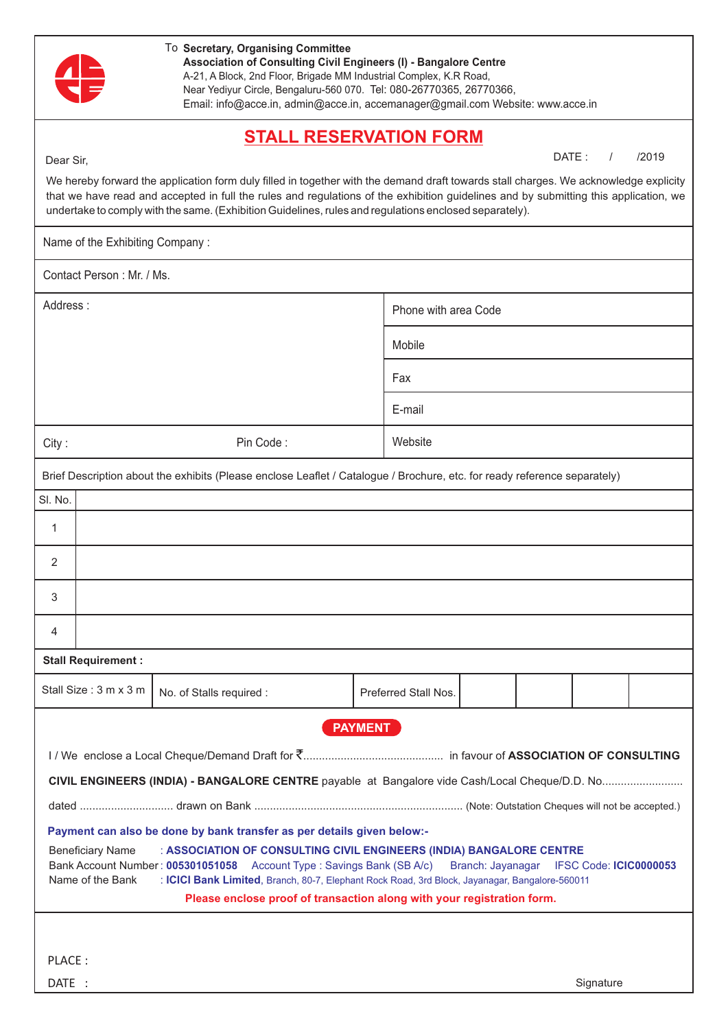To **Secretary, Organising Committee**
**Association of Consulting Civil Engineers (I) - Bangalore Centre**
A-21, A Block, 2nd Floor, Brigade MM Industrial Complex, K.R Road,
Near Yediyur Circle, Bengaluru-560 070. Tel: 080-26770365, 26770366,
Email: info@acce.in, admin@acce.in, accemanager@gmail.com Website: www.acce.in

# STALL RESERVATION FORM

DATE : / /2019

Dear Sir,

We hereby forward the application form duly filled in together with the demand draft towards stall charges. We acknowledge explicity that we have read and accepted in full the rules and regulations of the exhibition guidelines and by submitting this application, we undertake to comply with the same. (Exhibition Guidelines, rules and regulations enclosed separately).

Name of the Exhibiting Company :

Contact Person : Mr. / Ms.

| Address : | Phone with area Code |
|---|---|
| | Mobile |
| | Fax |
| | E-mail |
| City : Pin Code : | Website |

Brief Description about the exhibits (Please enclose Leaflet / Catalogue / Brochure, etc. for ready reference separately)

| Sl. No. | |
|---|---|
| 1 | |
| 2 | |
| 3 | |
| 4 | |

**Stall Requirement :**

| Stall Size : 3 m x 3 m | No. of Stalls required : | Preferred Stall Nos. | | | | |
|---|---|---|---|---|---|---|

## PAYMENT

I / We enclose a Local Cheque/Demand Draft for ₹............................................ in favour of **ASSOCIATION OF CONSULTING CIVIL ENGINEERS (INDIA) - BANGALORE CENTRE** payable at Bangalore vide Cash/Local Cheque/D.D. No.......................... dated ............................. drawn on Bank .................................................................. (Note: Outstation Cheques will not be accepted.)

**Payment can also be done by bank transfer as per details given below:-**

Beneficiary Name : **ASSOCIATION OF CONSULTING CIVIL ENGINEERS (INDIA) BANGALORE CENTRE**
Bank Account Number : **005301051058** Account Type : Savings Bank (SB A/c) Branch: Jayanagar IFSC Code: **ICIC0000053**
Name of the Bank : **ICICI Bank Limited**, Branch, 80-7, Elephant Rock Road, 3rd Block, Jayanagar, Bangalore-560011

**Please enclose proof of transaction along with your registration form.**

PLACE :

DATE :

Signature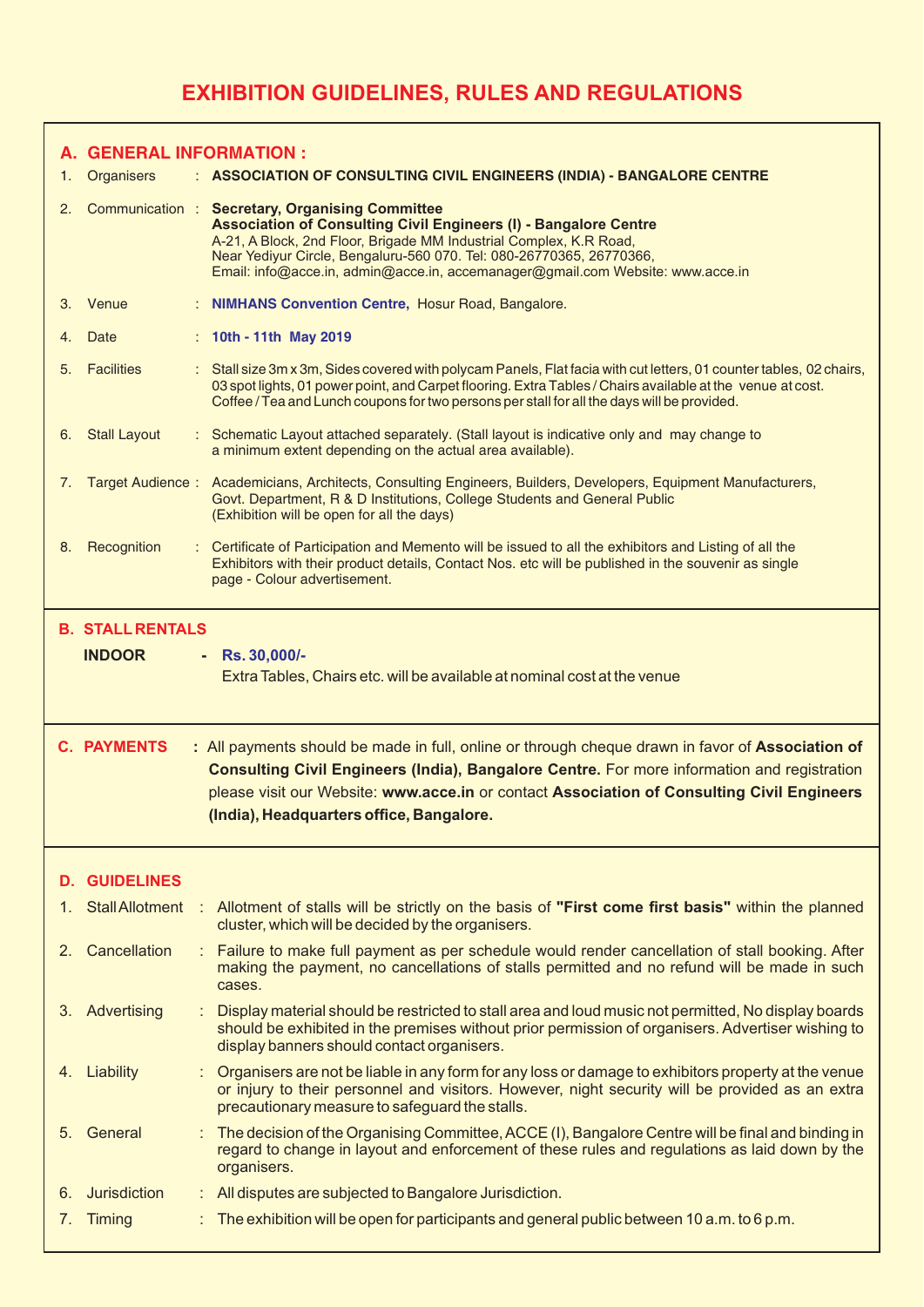# EXHIBITION GUIDELINES, RULES AND REGULATIONS

## A. GENERAL INFORMATION :

1. Organisers : **ASSOCIATION OF CONSULTING CIVIL ENGINEERS (INDIA) - BANGALORE CENTRE**

2. Communication : **Secretary, Organising Committee**
   **Association of Consulting Civil Engineers (I) - Bangalore Centre**
   A-21, A Block, 2nd Floor, Brigade MM Industrial Complex, K.R Road,
   Near Yediyur Circle, Bengaluru-560 070. Tel: 080-26770365, 26770366,
   Email: info@acce.in, admin@acce.in, accemanager@gmail.com Website: www.acce.in

3. Venue : **NIMHANS Convention Centre,** Hosur Road, Bangalore.

4. Date : **10th - 11th May 2019**

5. Facilities : Stall size 3m x 3m, Sides covered with polycam Panels, Flat facia with cut letters, 01 counter tables, 02 chairs, 03 spot lights, 01 power point, and Carpet flooring. Extra Tables / Chairs available at the venue at cost. Coffee / Tea and Lunch coupons for two persons per stall for all the days will be provided.

6. Stall Layout : Schematic Layout attached separately. (Stall layout is indicative only and may change to a minimum extent depending on the actual area available).

7. Target Audience : Academicians, Architects, Consulting Engineers, Builders, Developers, Equipment Manufacturers, Govt. Department, R & D Institutions, College Students and General Public
   (Exhibition will be open for all the days)

8. Recognition : Certificate of Participation and Memento will be issued to all the exhibitors and Listing of all the Exhibitors with their product details, Contact Nos. etc will be published in the souvenir as single page - Colour advertisement.

## B. STALL RENTALS

**INDOOR** - **Rs. 30,000/-**
Extra Tables, Chairs etc. will be available at nominal cost at the venue

## C. PAYMENTS

: All payments should be made in full, online or through cheque drawn in favor of **Association of Consulting Civil Engineers (India), Bangalore Centre.** For more information and registration please visit our Website: **www.acce.in** or contact **Association of Consulting Civil Engineers (India), Headquarters office, Bangalore.**

## D. GUIDELINES

1. Stall Allotment : Allotment of stalls will be strictly on the basis of **"First come first basis"** within the planned cluster, which will be decided by the organisers.

2. Cancellation : Failure to make full payment as per schedule would render cancellation of stall booking. After making the payment, no cancellations of stalls permitted and no refund will be made in such cases.

3. Advertising : Display material should be restricted to stall area and loud music not permitted, No display boards should be exhibited in the premises without prior permission of organisers. Advertiser wishing to display banners should contact organisers.

4. Liability : Organisers are not be liable in any form for any loss or damage to exhibitors property at the venue or injury to their personnel and visitors. However, night security will be provided as an extra precautionary measure to safeguard the stalls.

5. General : The decision of the Organising Committee, ACCE (I), Bangalore Centre will be final and binding in regard to change in layout and enforcement of these rules and regulations as laid down by the organisers.

6. Jurisdiction : All disputes are subjected to Bangalore Jurisdiction.

7. Timing : The exhibition will be open for participants and general public between 10 a.m. to 6 p.m.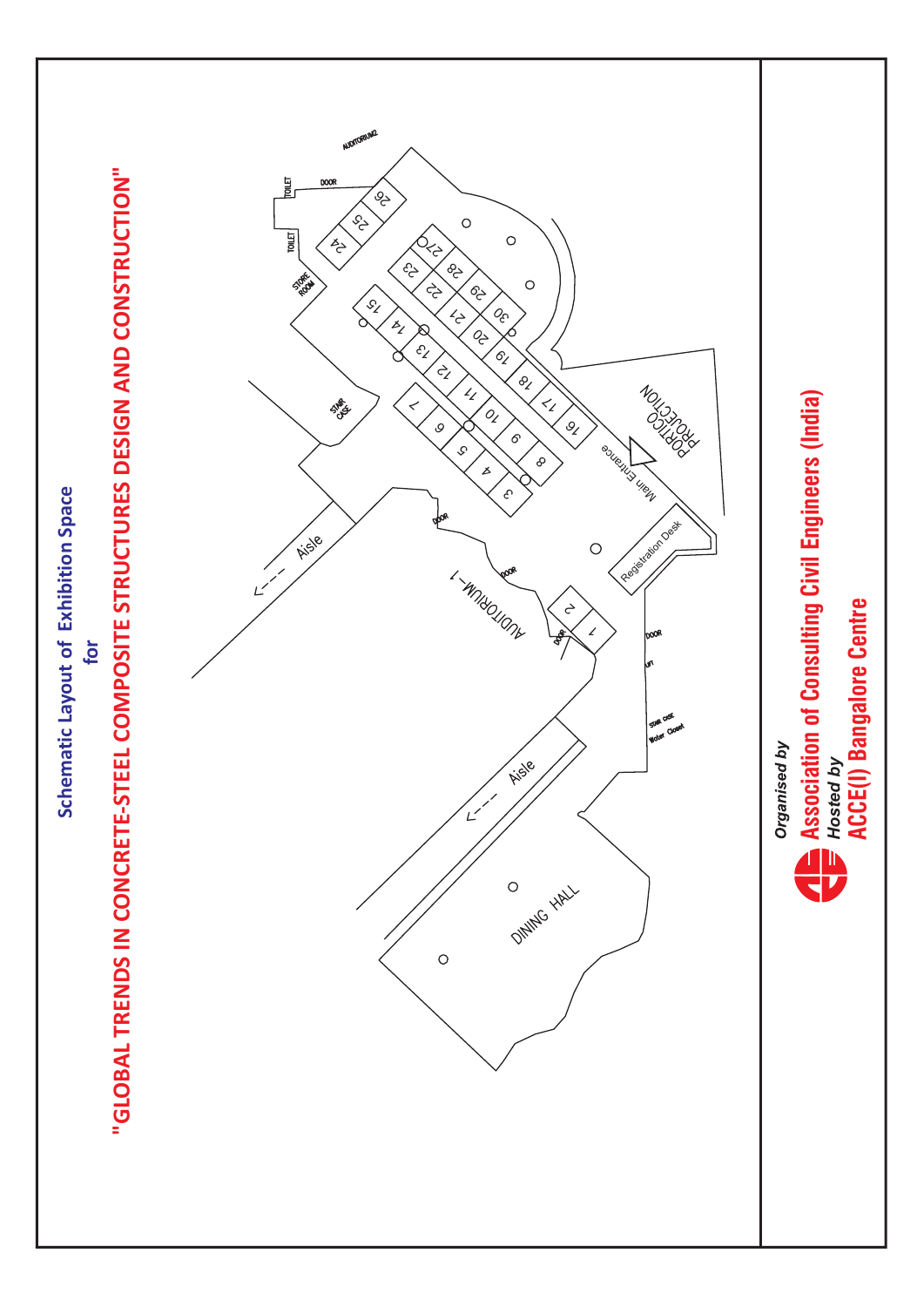# Schematic Layout of Exhibition Space

## for

## "GLOBAL TRENDS IN CONCRETE-STEEL COMPOSITE STRUCTURES DESIGN AND CONSTRUCTION"

AUDITORIUM2

TOILET

DOOR

TOILET

STORE ROOM

STAIR CASE

Aisle

DOOR

DOOR

AUDITORIUM-1

DOOR

DOOR

LIFT

STAIR CASE

Water Closet

Aisle

DINING HALL

Registration Desk

Main Entrance

PORTICO PROJECTION

1 2 3 4 5 6 7 8 9 10 11 12 13 14 15 16 17 18 19 20 21 22 23 24 25 26 27 28 29 30

*Organised by*

**Association of Consulting Civil Engineers (India)**

*Hosted by*

**ACCE(I) Bangalore Centre**